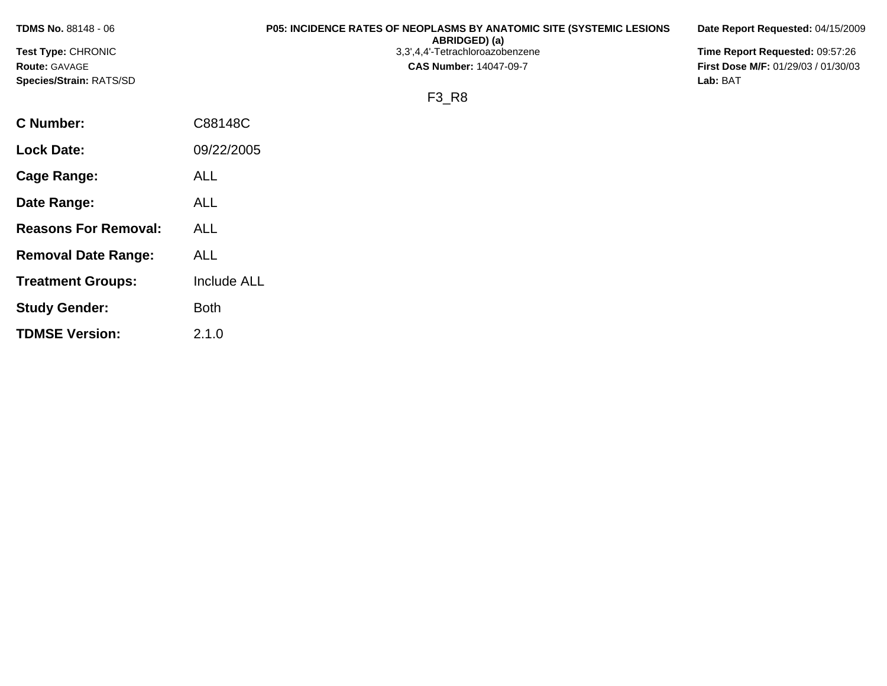**TDMS No.** 88148 - 06
**Test Type:** CHRONIC
**Route:** GAVAGE
**Species/Strain:** RATS/SD

**P05: INCIDENCE RATES OF NEOPLASMS BY ANATOMIC SITE (SYSTEMIC LESIONS ABRIDGED) (a)**
3,3',4,4'-Tetrachloroazobenzene
**CAS Number:** 14047-09-7

**Date Report Requested:** 04/15/2009
**Time Report Requested:** 09:57:26
**First Dose M/F:** 01/29/03 / 01/30/03
**Lab:** BAT

F3_R8

| | |
|---|---|
| **C Number:** | C88148C |
| **Lock Date:** | 09/22/2005 |
| **Cage Range:** | ALL |
| **Date Range:** | ALL |
| **Reasons For Removal:** | ALL |
| **Removal Date Range:** | ALL |
| **Treatment Groups:** | Include ALL |
| **Study Gender:** | Both |
| **TDMSE Version:** | 2.1.0 |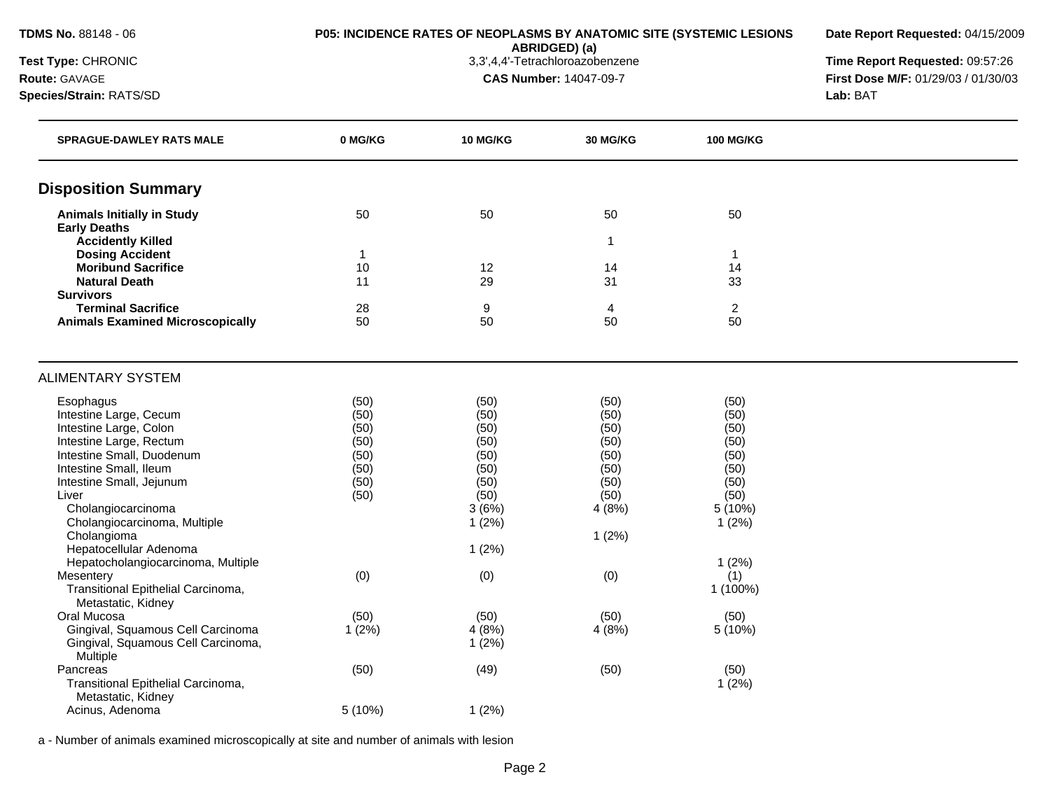TDMS No. 88148 - 06

Test Type: CHRONIC

Route: GAVAGE

Species/Strain: RATS/SD

**P05: INCIDENCE RATES OF NEOPLASMS BY ANATOMIC SITE (SYSTEMIC LESIONS ABRIDGED) (a)**

3,3',4,4'-Tetrachloroazobenzene

**CAS Number:** 14047-09-7

**Date Report Requested:** 04/15/2009

**Time Report Requested:** 09:57:26

**First Dose M/F:** 01/29/03 / 01/30/03

**Lab:** BAT

| SPRAGUE-DAWLEY RATS MALE | 0 MG/KG | 10 MG/KG | 30 MG/KG | 100 MG/KG |
|---|---|---|---|---|
| **Disposition Summary** | | | | |
| **Animals Initially in Study** | 50 | 50 | 50 | 50 |
| **Early Deaths** | | | | |
| **Accidently Killed** | | | 1 | |
| **Dosing Accident** | 1 | | | 1 |
| **Moribund Sacrifice** | 10 | 12 | 14 | 14 |
| **Natural Death** | 11 | 29 | 31 | 33 |
| **Survivors** | | | | |
| **Terminal Sacrifice** | 28 | 9 | 4 | 2 |
| **Animals Examined Microscopically** | 50 | 50 | 50 | 50 |
| ALIMENTARY SYSTEM | | | | |
| Esophagus | (50) | (50) | (50) | (50) |
| Intestine Large, Cecum | (50) | (50) | (50) | (50) |
| Intestine Large, Colon | (50) | (50) | (50) | (50) |
| Intestine Large, Rectum | (50) | (50) | (50) | (50) |
| Intestine Small, Duodenum | (50) | (50) | (50) | (50) |
| Intestine Small, Ileum | (50) | (50) | (50) | (50) |
| Intestine Small, Jejunum | (50) | (50) | (50) | (50) |
| Liver | (50) | (50) | (50) | (50) |
| Cholangiocarcinoma | | 3 (6%) | 4 (8%) | 5 (10%) |
| Cholangiocarcinoma, Multiple | | 1 (2%) | | 1 (2%) |
| Cholangioma | | | 1 (2%) | |
| Hepatocellular Adenoma | | 1 (2%) | | |
| Hepatocholangiocarcinoma, Multiple | | | | 1 (2%) |
| Mesentery | (0) | (0) | (0) | (1) |
| Transitional Epithelial Carcinoma, Metastatic, Kidney | | | | 1 (100%) |
| Oral Mucosa | (50) | (50) | (50) | (50) |
| Gingival, Squamous Cell Carcinoma | 1 (2%) | 4 (8%) | 4 (8%) | 5 (10%) |
| Gingival, Squamous Cell Carcinoma, Multiple | | 1 (2%) | | |
| Pancreas | (50) | (49) | (50) | (50) |
| Transitional Epithelial Carcinoma, Metastatic, Kidney | | | | 1 (2%) |
| Acinus, Adenoma | 5 (10%) | 1 (2%) | | |

a - Number of animals examined microscopically at site and number of animals with lesion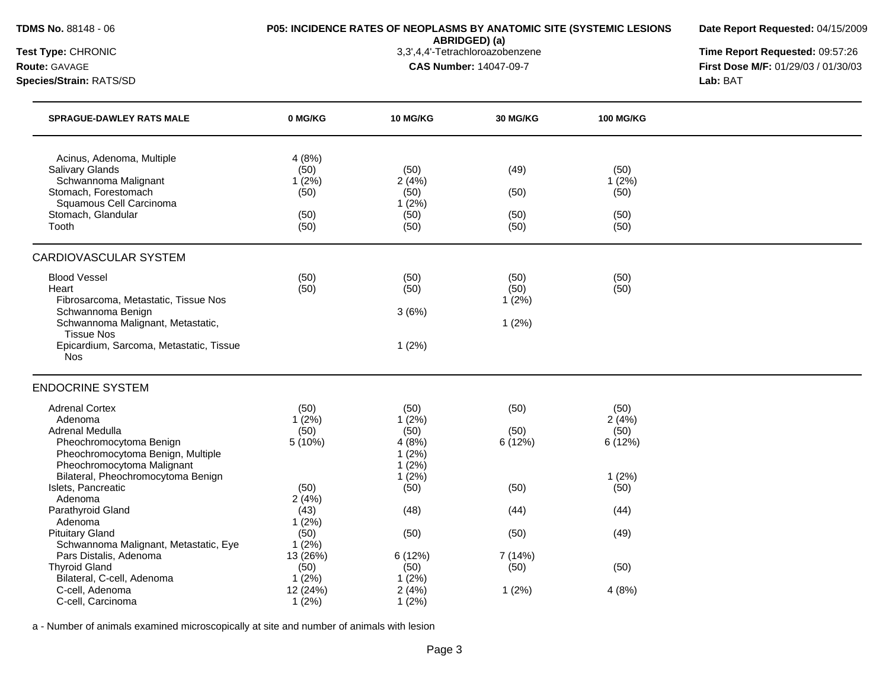**TDMS No.** 88148 - 06
**Test Type:** CHRONIC
**Route:** GAVAGE
**Species/Strain:** RATS/SD

**P05: INCIDENCE RATES OF NEOPLASMS BY ANATOMIC SITE (SYSTEMIC LESIONS ABRIDGED) (a)**
3,3',4,4'-Tetrachloroazobenzene
**CAS Number:** 14047-09-7

**Date Report Requested:** 04/15/2009
**Time Report Requested:** 09:57:26
**First Dose M/F:** 01/29/03 / 01/30/03
**Lab:** BAT

| SPRAGUE-DAWLEY RATS MALE | 0 MG/KG | 10 MG/KG | 30 MG/KG | 100 MG/KG |
|---|---|---|---|---|
| Acinus, Adenoma, Multiple | 4 (8%) | | | |
| Salivary Glands | (50) | (50) | (49) | (50) |
| Schwannoma Malignant | 1 (2%) | 2 (4%) | | 1 (2%) |
| Stomach, Forestomach | (50) | (50) | (50) | (50) |
| Squamous Cell Carcinoma | | 1 (2%) | | |
| Stomach, Glandular | (50) | (50) | (50) | (50) |
| Tooth | (50) | (50) | (50) | (50) |
| **CARDIOVASCULAR SYSTEM** | | | | |
| Blood Vessel | (50) | (50) | (50) | (50) |
| Heart | (50) | (50) | (50) | (50) |
| Fibrosarcoma, Metastatic, Tissue Nos | | | 1 (2%) | |
| Schwannoma Benign | | 3 (6%) | | |
| Schwannoma Malignant, Metastatic, Tissue Nos | | | 1 (2%) | |
| Epicardium, Sarcoma, Metastatic, Tissue Nos | | 1 (2%) | | |
| **ENDOCRINE SYSTEM** | | | | |
| Adrenal Cortex | (50) | (50) | (50) | (50) |
| Adenoma | 1 (2%) | 1 (2%) | | 2 (4%) |
| Adrenal Medulla | (50) | (50) | (50) | (50) |
| Pheochromocytoma Benign | 5 (10%) | 4 (8%) | 6 (12%) | 6 (12%) |
| Pheochromocytoma Benign, Multiple | | 1 (2%) | | |
| Pheochromocytoma Malignant | | 1 (2%) | | |
| Bilateral, Pheochromocytoma Benign | | 1 (2%) | | 1 (2%) |
| Islets, Pancreatic | (50) | (50) | (50) | (50) |
| Adenoma | 2 (4%) | | | |
| Parathyroid Gland | (43) | (48) | (44) | (44) |
| Adenoma | 1 (2%) | | | |
| Pituitary Gland | (50) | (50) | (50) | (49) |
| Schwannoma Malignant, Metastatic, Eye | 1 (2%) | | | |
| Pars Distalis, Adenoma | 13 (26%) | 6 (12%) | 7 (14%) | |
| Thyroid Gland | (50) | (50) | (50) | (50) |
| Bilateral, C-cell, Adenoma | 1 (2%) | 1 (2%) | | |
| C-cell, Adenoma | 12 (24%) | 2 (4%) | 1 (2%) | 4 (8%) |
| C-cell, Carcinoma | 1 (2%) | 1 (2%) | | |

a - Number of animals examined microscopically at site and number of animals with lesion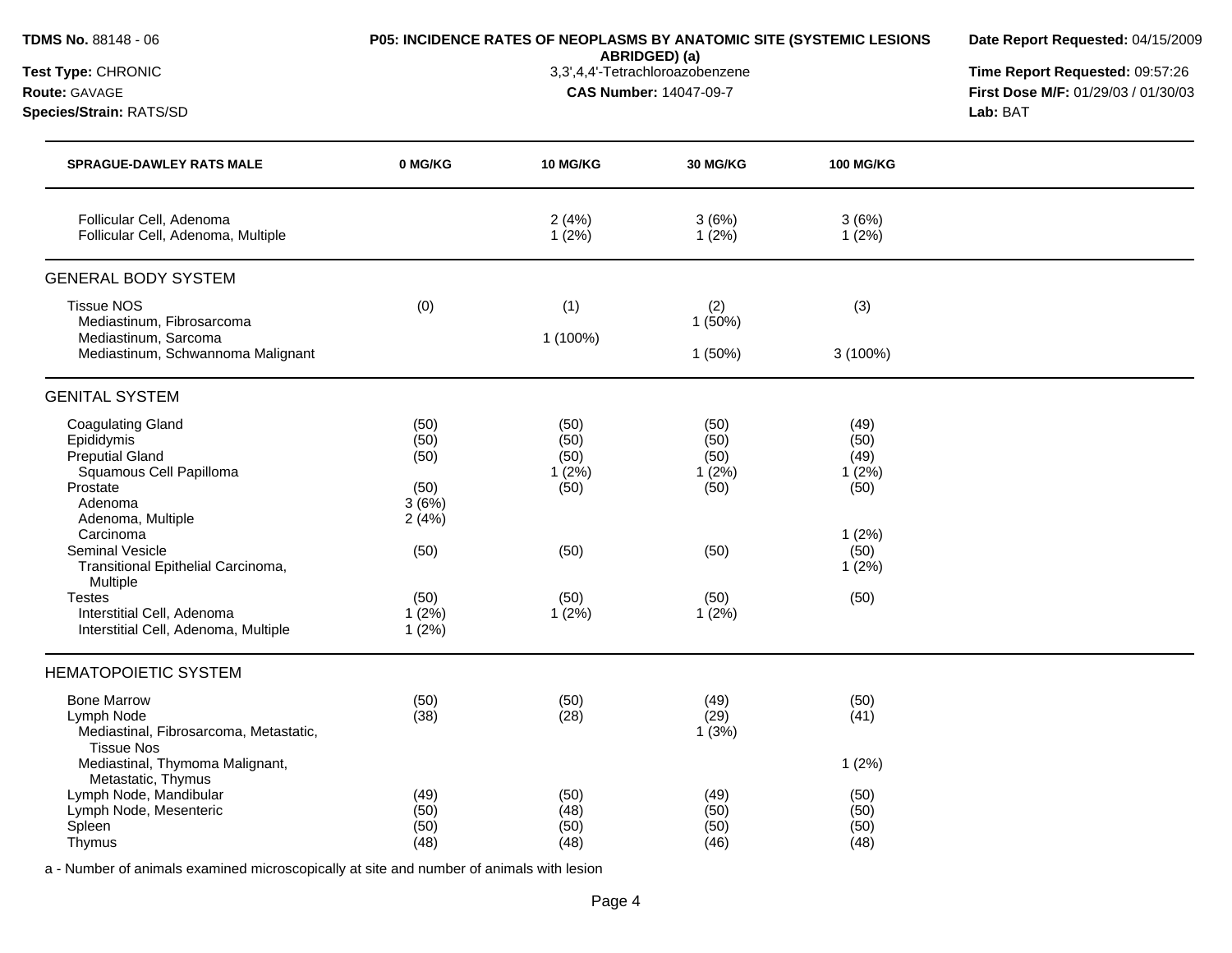**TDMS No.** 88148 - 06
**Test Type:** CHRONIC
**Route:** GAVAGE
**Species/Strain:** RATS/SD

**P05: INCIDENCE RATES OF NEOPLASMS BY ANATOMIC SITE (SYSTEMIC LESIONS ABRIDGED) (a)**
3,3',4,4'-Tetrachloroazobenzene
**CAS Number:** 14047-09-7

**Date Report Requested:** 04/15/2009
**Time Report Requested:** 09:57:26
**First Dose M/F:** 01/29/03 / 01/30/03
**Lab:** BAT

| SPRAGUE-DAWLEY RATS MALE | 0 MG/KG | 10 MG/KG | 30 MG/KG | 100 MG/KG |
|---|---|---|---|---|
| Follicular Cell, Adenoma | | 2 (4%) | 3 (6%) | 3 (6%) |
| Follicular Cell, Adenoma, Multiple | | 1 (2%) | 1 (2%) | 1 (2%) |
| **GENERAL BODY SYSTEM** | | | | |
| Tissue NOS | (0) | (1) | (2) | (3) |
| Mediastinum, Fibrosarcoma | | | 1 (50%) | |
| Mediastinum, Sarcoma | | 1 (100%) | | |
| Mediastinum, Schwannoma Malignant | | | 1 (50%) | 3 (100%) |
| **GENITAL SYSTEM** | | | | |
| Coagulating Gland | (50) | (50) | (50) | (49) |
| Epididymis | (50) | (50) | (50) | (50) |
| Preputial Gland | (50) | (50) | (50) | (49) |
| Squamous Cell Papilloma | | 1 (2%) | 1 (2%) | 1 (2%) |
| Prostate | (50) | (50) | (50) | (50) |
| Adenoma | 3 (6%) | | | |
| Adenoma, Multiple | 2 (4%) | | | |
| Carcinoma | | | | 1 (2%) |
| Seminal Vesicle | (50) | (50) | (50) | (50) |
| Transitional Epithelial Carcinoma, Multiple | | | | 1 (2%) |
| Testes | (50) | (50) | (50) | (50) |
| Interstitial Cell, Adenoma | 1 (2%) | 1 (2%) | 1 (2%) | |
| Interstitial Cell, Adenoma, Multiple | 1 (2%) | | | |
| **HEMATOPOIETIC SYSTEM** | | | | |
| Bone Marrow | (50) | (50) | (49) | (50) |
| Lymph Node | (38) | (28) | (29) | (41) |
| Mediastinal, Fibrosarcoma, Metastatic, Tissue Nos | | | 1 (3%) | |
| Mediastinal, Thymoma Malignant, Metastatic, Thymus | | | | 1 (2%) |
| Lymph Node, Mandibular | (49) | (50) | (49) | (50) |
| Lymph Node, Mesenteric | (50) | (48) | (50) | (50) |
| Spleen | (50) | (50) | (50) | (50) |
| Thymus | (48) | (48) | (46) | (48) |

a - Number of animals examined microscopically at site and number of animals with lesion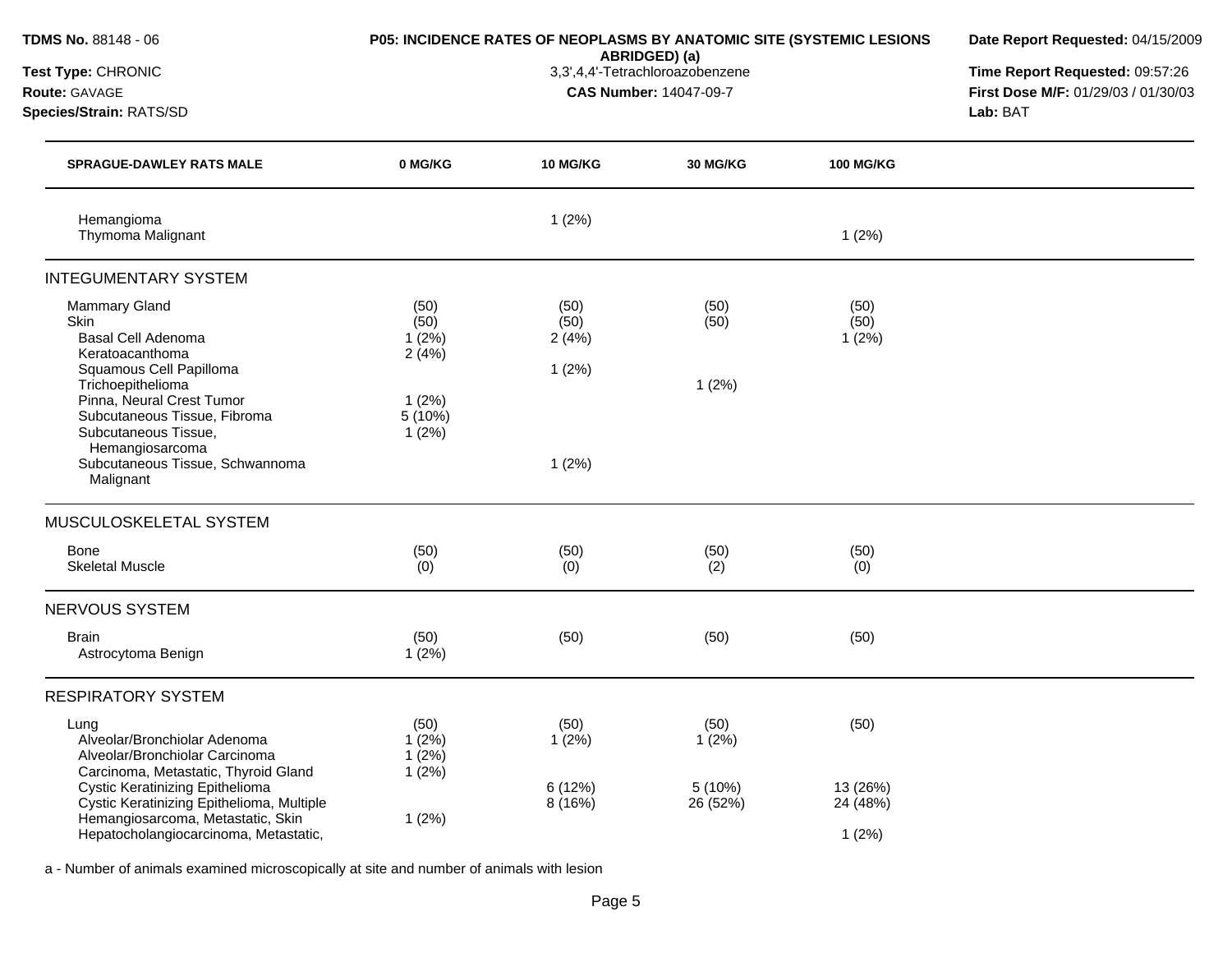**TDMS No.** 88148 - 06
**Test Type:** CHRONIC
**Route:** GAVAGE
**Species/Strain:** RATS/SD

**P05: INCIDENCE RATES OF NEOPLASMS BY ANATOMIC SITE (SYSTEMIC LESIONS ABRIDGED) (a)**
3,3',4,4'-Tetrachloroazobenzene
**CAS Number:** 14047-09-7

**Date Report Requested:** 04/15/2009
**Time Report Requested:** 09:57:26
**First Dose M/F:** 01/29/03 / 01/30/03
**Lab:** BAT

| SPRAGUE-DAWLEY RATS MALE | 0 MG/KG | 10 MG/KG | 30 MG/KG | 100 MG/KG |
|---|---|---|---|---|
| Hemangioma | | 1 (2%) | | |
| Thymoma Malignant | | | | 1 (2%) |
| **INTEGUMENTARY SYSTEM** | | | | |
| Mammary Gland | (50) | (50) | (50) | (50) |
| Skin | (50) | (50) | (50) | (50) |
| Basal Cell Adenoma | 1 (2%) | 2 (4%) | | 1 (2%) |
| Keratoacanthoma | 2 (4%) | | | |
| Squamous Cell Papilloma | | 1 (2%) | | |
| Trichoepithelioma | | | 1 (2%) | |
| Pinna, Neural Crest Tumor | 1 (2%) | | | |
| Subcutaneous Tissue, Fibroma | 5 (10%) | | | |
| Subcutaneous Tissue, Hemangiosarcoma | 1 (2%) | | | |
| Subcutaneous Tissue, Schwannoma Malignant | | 1 (2%) | | |
| **MUSCULOSKELETAL SYSTEM** | | | | |
| Bone | (50) | (50) | (50) | (50) |
| Skeletal Muscle | (0) | (0) | (2) | (0) |
| **NERVOUS SYSTEM** | | | | |
| Brain | (50) | (50) | (50) | (50) |
| Astrocytoma Benign | 1 (2%) | | | |
| **RESPIRATORY SYSTEM** | | | | |
| Lung | (50) | (50) | (50) | (50) |
| Alveolar/Bronchiolar Adenoma | 1 (2%) | 1 (2%) | 1 (2%) | |
| Alveolar/Bronchiolar Carcinoma | 1 (2%) | | | |
| Carcinoma, Metastatic, Thyroid Gland | 1 (2%) | | | |
| Cystic Keratinizing Epithelioma | | 6 (12%) | 5 (10%) | 13 (26%) |
| Cystic Keratinizing Epithelioma, Multiple | | 8 (16%) | 26 (52%) | 24 (48%) |
| Hemangiosarcoma, Metastatic, Skin | 1 (2%) | | | |
| Hepatocholangiocarcinoma, Metastatic, | | | | 1 (2%) |

a - Number of animals examined microscopically at site and number of animals with lesion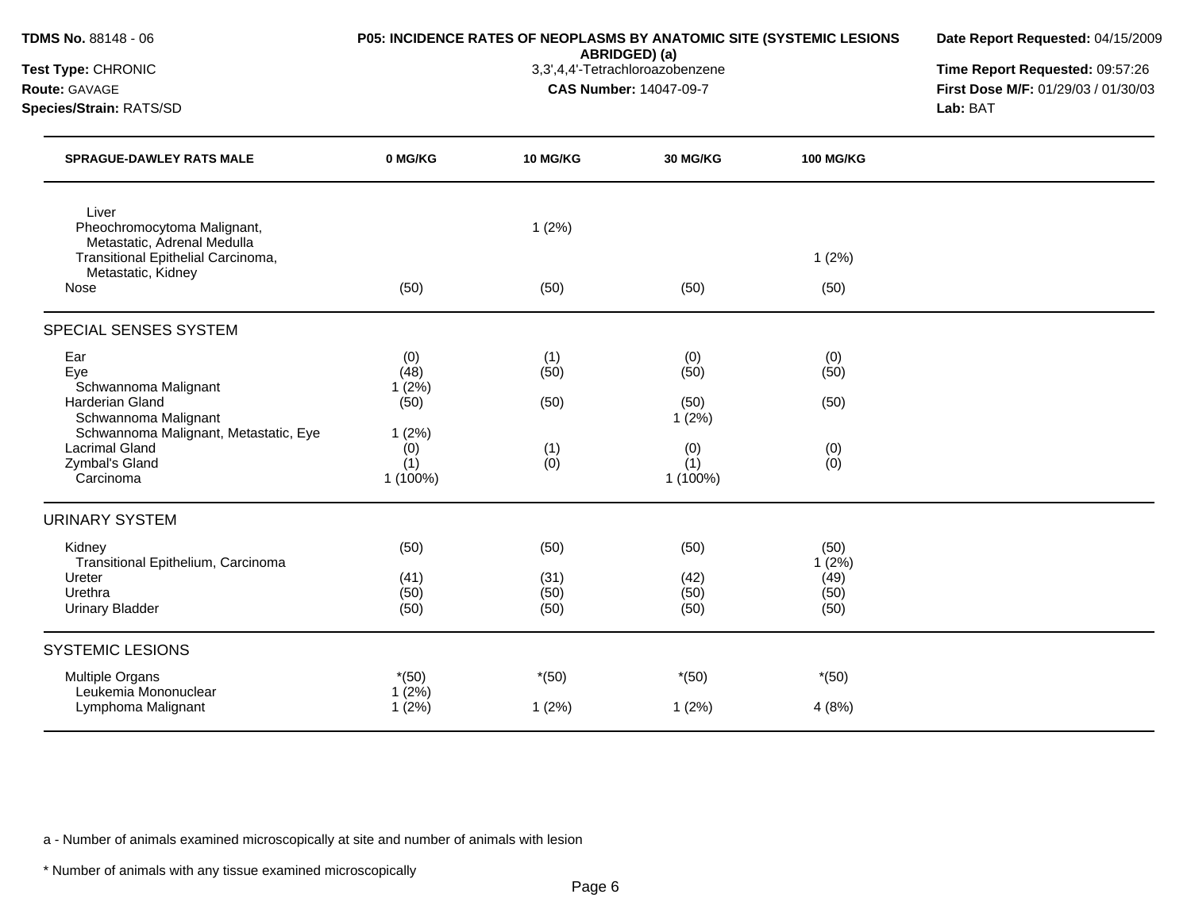**TDMS No.** 88148 - 06

**Test Type:** CHRONIC

**Route:** GAVAGE

**Species/Strain:** RATS/SD

**P05: INCIDENCE RATES OF NEOPLASMS BY ANATOMIC SITE (SYSTEMIC LESIONS ABRIDGED) (a)**

3,3',4,4'-Tetrachloroazobenzene

**CAS Number:** 14047-09-7

**Date Report Requested:** 04/15/2009

**Time Report Requested:** 09:57:26

**First Dose M/F:** 01/29/03 / 01/30/03

**Lab:** BAT

| SPRAGUE-DAWLEY RATS MALE | 0 MG/KG | 10 MG/KG | 30 MG/KG | 100 MG/KG |
|---|---|---|---|---|
| Liver | | | | |
| Pheochromocytoma Malignant, Metastatic, Adrenal Medulla | | 1 (2%) | | |
| Transitional Epithelial Carcinoma, Metastatic, Kidney | | | | 1 (2%) |
| Nose | (50) | (50) | (50) | (50) |
| **SPECIAL SENSES SYSTEM** | | | | |
| Ear | (0) | (1) | (0) | (0) |
| Eye | (48) | (50) | (50) | (50) |
| Schwannoma Malignant | 1 (2%) | | | |
| Harderian Gland | (50) | (50) | (50) | (50) |
| Schwannoma Malignant | | | 1 (2%) | |
| Schwannoma Malignant, Metastatic, Eye | 1 (2%) | | | |
| Lacrimal Gland | (0) | (1) | (0) | (0) |
| Zymbal's Gland | (1) | (0) | (1) | (0) |
| Carcinoma | 1 (100%) | | 1 (100%) | |
| **URINARY SYSTEM** | | | | |
| Kidney | (50) | (50) | (50) | (50) |
| Transitional Epithelium, Carcinoma | | | | 1 (2%) |
| Ureter | (41) | (31) | (42) | (49) |
| Urethra | (50) | (50) | (50) | (50) |
| Urinary Bladder | (50) | (50) | (50) | (50) |
| **SYSTEMIC LESIONS** | | | | |
| Multiple Organs | *(50) | *(50) | *(50) | *(50) |
| Leukemia Mononuclear | 1 (2%) | | | |
| Lymphoma Malignant | 1 (2%) | 1 (2%) | 1 (2%) | 4 (8%) |

a - Number of animals examined microscopically at site and number of animals with lesion

* Number of animals with any tissue examined microscopically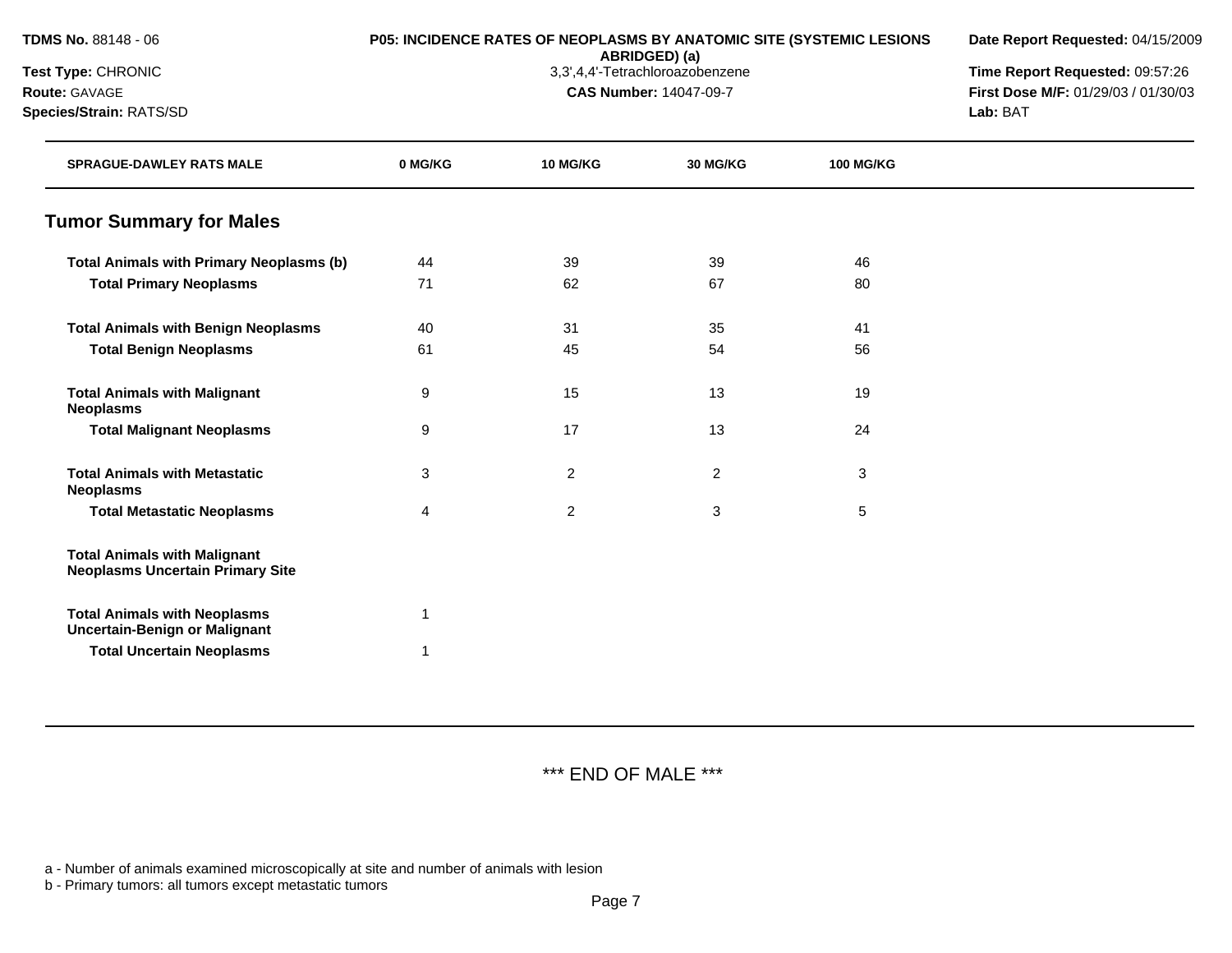**TDMS No.** 88148 - 06

**Test Type:** CHRONIC

**Route:** GAVAGE

**Species/Strain:** RATS/SD

**P05: INCIDENCE RATES OF NEOPLASMS BY ANATOMIC SITE (SYSTEMIC LESIONS ABRIDGED) (a)**

3,3',4,4'-Tetrachloroazobenzene

**CAS Number:** 14047-09-7

**Date Report Requested:** 04/15/2009

**Time Report Requested:** 09:57:26

**First Dose M/F:** 01/29/03 / 01/30/03

**Lab:** BAT

| SPRAGUE-DAWLEY RATS MALE | 0 MG/KG | 10 MG/KG | 30 MG/KG | 100 MG/KG |
|---|---|---|---|---|
| **Tumor Summary for Males** | | | | |
| **Total Animals with Primary Neoplasms (b)** | 44 | 39 | 39 | 46 |
| **Total Primary Neoplasms** | 71 | 62 | 67 | 80 |
| **Total Animals with Benign Neoplasms** | 40 | 31 | 35 | 41 |
| **Total Benign Neoplasms** | 61 | 45 | 54 | 56 |
| **Total Animals with Malignant Neoplasms** | 9 | 15 | 13 | 19 |
| **Total Malignant Neoplasms** | 9 | 17 | 13 | 24 |
| **Total Animals with Metastatic Neoplasms** | 3 | 2 | 2 | 3 |
| **Total Metastatic Neoplasms** | 4 | 2 | 3 | 5 |
| **Total Animals with Malignant Neoplasms Uncertain Primary Site** | | | | |
| **Total Animals with Neoplasms Uncertain-Benign or Malignant** | 1 | | | |
| **Total Uncertain Neoplasms** | 1 | | | |

*** END OF MALE ***

a - Number of animals examined microscopically at site and number of animals with lesion

b - Primary tumors: all tumors except metastatic tumors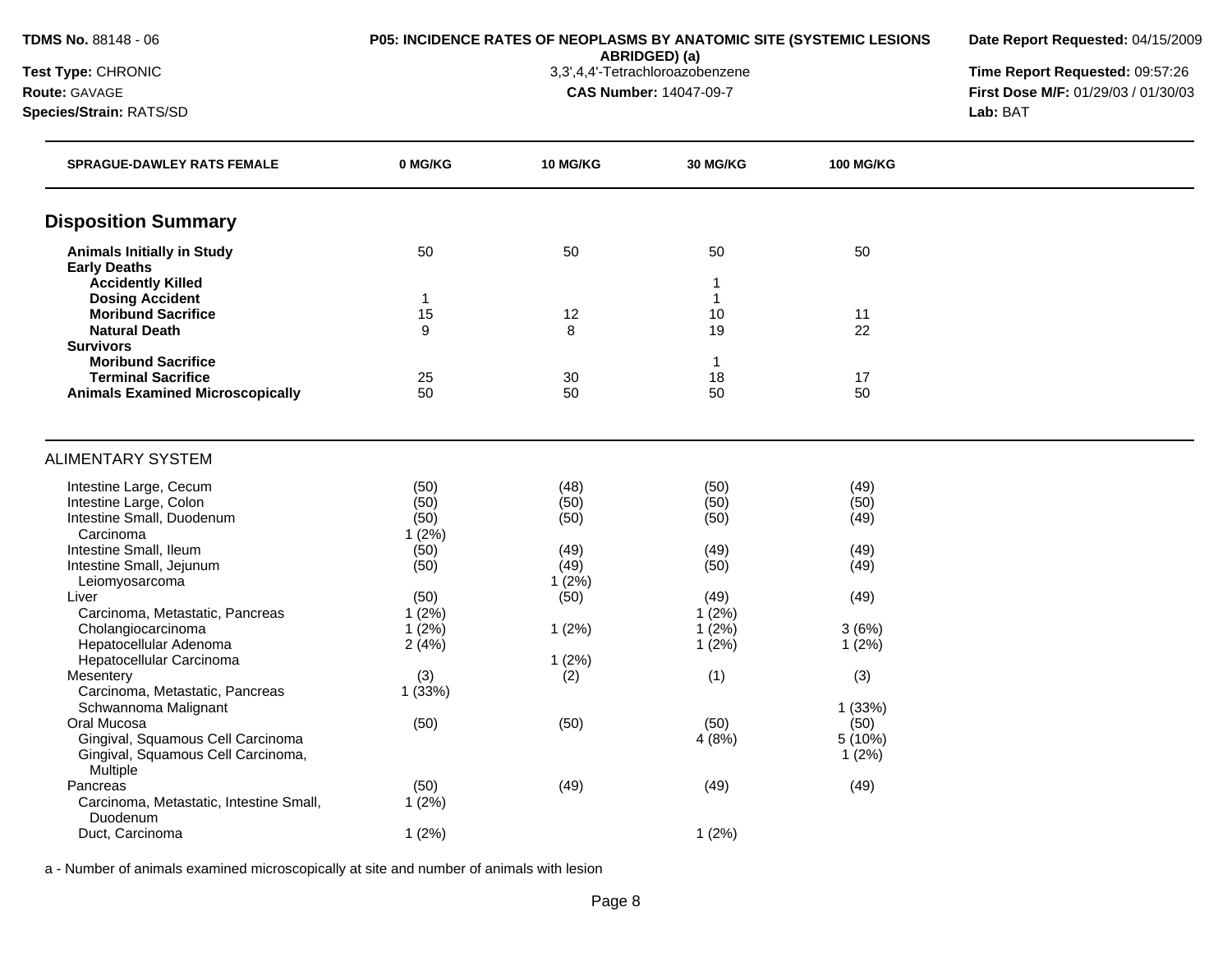**TDMS No.** 88148 - 06

**Test Type:** CHRONIC

**Route:** GAVAGE

**Species/Strain:** RATS/SD

**P05: INCIDENCE RATES OF NEOPLASMS BY ANATOMIC SITE (SYSTEMIC LESIONS ABRIDGED) (a)**

3,3',4,4'-Tetrachloroazobenzene

**CAS Number:** 14047-09-7

**Date Report Requested:** 04/15/2009

**Time Report Requested:** 09:57:26

**First Dose M/F:** 01/29/03 / 01/30/03

**Lab:** BAT

| SPRAGUE-DAWLEY RATS FEMALE | 0 MG/KG | 10 MG/KG | 30 MG/KG | 100 MG/KG |
|---|---|---|---|---|
| **Disposition Summary** | | | | |
| **Animals Initially in Study** | 50 | 50 | 50 | 50 |
| **Early Deaths** | | | | |
| **Accidently Killed** | | | 1 | |
| **Dosing Accident** | 1 | | 1 | |
| **Moribund Sacrifice** | 15 | 12 | 10 | 11 |
| **Natural Death** | 9 | 8 | 19 | 22 |
| **Survivors** | | | | |
| **Moribund Sacrifice** | | | 1 | |
| **Terminal Sacrifice** | 25 | 30 | 18 | 17 |
| **Animals Examined Microscopically** | 50 | 50 | 50 | 50 |
| ALIMENTARY SYSTEM | | | | |
| Intestine Large, Cecum | (50) | (48) | (50) | (49) |
| Intestine Large, Colon | (50) | (50) | (50) | (50) |
| Intestine Small, Duodenum | (50) | (50) | (50) | (49) |
| Carcinoma | 1 (2%) | | | |
| Intestine Small, Ileum | (50) | (49) | (49) | (49) |
| Intestine Small, Jejunum | (50) | (49) | (50) | (49) |
| Leiomyosarcoma | | 1 (2%) | | |
| Liver | (50) | (50) | (49) | (49) |
| Carcinoma, Metastatic, Pancreas | 1 (2%) | | 1 (2%) | |
| Cholangiocarcinoma | 1 (2%) | 1 (2%) | 1 (2%) | 3 (6%) |
| Hepatocellular Adenoma | 2 (4%) | | 1 (2%) | 1 (2%) |
| Hepatocellular Carcinoma | | 1 (2%) | | |
| Mesentery | (3) | (2) | (1) | (3) |
| Carcinoma, Metastatic, Pancreas | 1 (33%) | | | |
| Schwannoma Malignant | | | | 1 (33%) |
| Oral Mucosa | (50) | (50) | (50) | (50) |
| Gingival, Squamous Cell Carcinoma | | | 4 (8%) | 5 (10%) |
| Gingival, Squamous Cell Carcinoma, Multiple | | | | 1 (2%) |
| Pancreas | (50) | (49) | (49) | (49) |
| Carcinoma, Metastatic, Intestine Small, Duodenum | 1 (2%) | | | |
| Duct, Carcinoma | 1 (2%) | | 1 (2%) | |

a - Number of animals examined microscopically at site and number of animals with lesion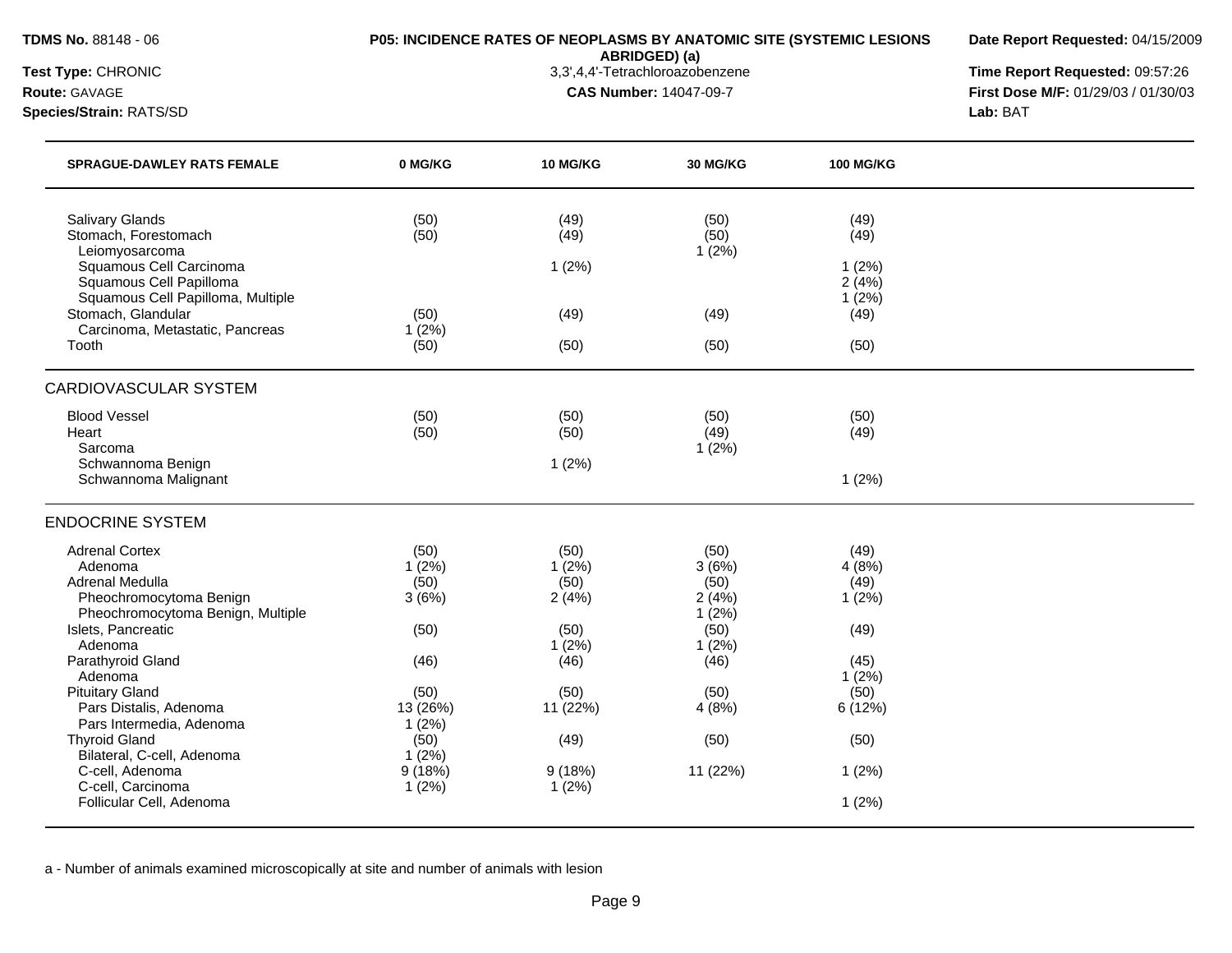**TDMS No.** 88148 - 06
**Test Type:** CHRONIC
**Route:** GAVAGE
**Species/Strain:** RATS/SD

**P05: INCIDENCE RATES OF NEOPLASMS BY ANATOMIC SITE (SYSTEMIC LESIONS ABRIDGED) (a)**
3,3',4,4'-Tetrachloroazobenzene
**CAS Number:** 14047-09-7

**Date Report Requested:** 04/15/2009
**Time Report Requested:** 09:57:26
**First Dose M/F:** 01/29/03 / 01/30/03
**Lab:** BAT

| SPRAGUE-DAWLEY RATS FEMALE | 0 MG/KG | 10 MG/KG | 30 MG/KG | 100 MG/KG |
|---|---|---|---|---|
| Salivary Glands | (50) | (49) | (50) | (49) |
| Stomach, Forestomach | (50) | (49) | (50) | (49) |
| Leiomyosarcoma | | | 1 (2%) | |
| Squamous Cell Carcinoma | | 1 (2%) | | 1 (2%) |
| Squamous Cell Papilloma | | | | 2 (4%) |
| Squamous Cell Papilloma, Multiple | | | | 1 (2%) |
| Stomach, Glandular | (50) | (49) | (49) | (49) |
| Carcinoma, Metastatic, Pancreas | 1 (2%) | | | |
| Tooth | (50) | (50) | (50) | (50) |
| **CARDIOVASCULAR SYSTEM** | | | | |
| Blood Vessel | (50) | (50) | (50) | (50) |
| Heart | (50) | (50) | (49) | (49) |
| Sarcoma | | | 1 (2%) | |
| Schwannoma Benign | | 1 (2%) | | |
| Schwannoma Malignant | | | | 1 (2%) |
| **ENDOCRINE SYSTEM** | | | | |
| Adrenal Cortex | (50) | (50) | (50) | (49) |
| Adenoma | 1 (2%) | 1 (2%) | 3 (6%) | 4 (8%) |
| Adrenal Medulla | (50) | (50) | (50) | (49) |
| Pheochromocytoma Benign | 3 (6%) | 2 (4%) | 2 (4%) | 1 (2%) |
| Pheochromocytoma Benign, Multiple | | | 1 (2%) | |
| Islets, Pancreatic | (50) | (50) | (50) | (49) |
| Adenoma | | 1 (2%) | 1 (2%) | |
| Parathyroid Gland | (46) | (46) | (46) | (45) |
| Adenoma | | | | 1 (2%) |
| Pituitary Gland | (50) | (50) | (50) | (50) |
| Pars Distalis, Adenoma | 13 (26%) | 11 (22%) | 4 (8%) | 6 (12%) |
| Pars Intermedia, Adenoma | 1 (2%) | | | |
| Thyroid Gland | (50) | (49) | (50) | (50) |
| Bilateral, C-cell, Adenoma | 1 (2%) | | | |
| C-cell, Adenoma | 9 (18%) | 9 (18%) | 11 (22%) | 1 (2%) |
| C-cell, Carcinoma | 1 (2%) | 1 (2%) | | |
| Follicular Cell, Adenoma | | | | 1 (2%) |

a - Number of animals examined microscopically at site and number of animals with lesion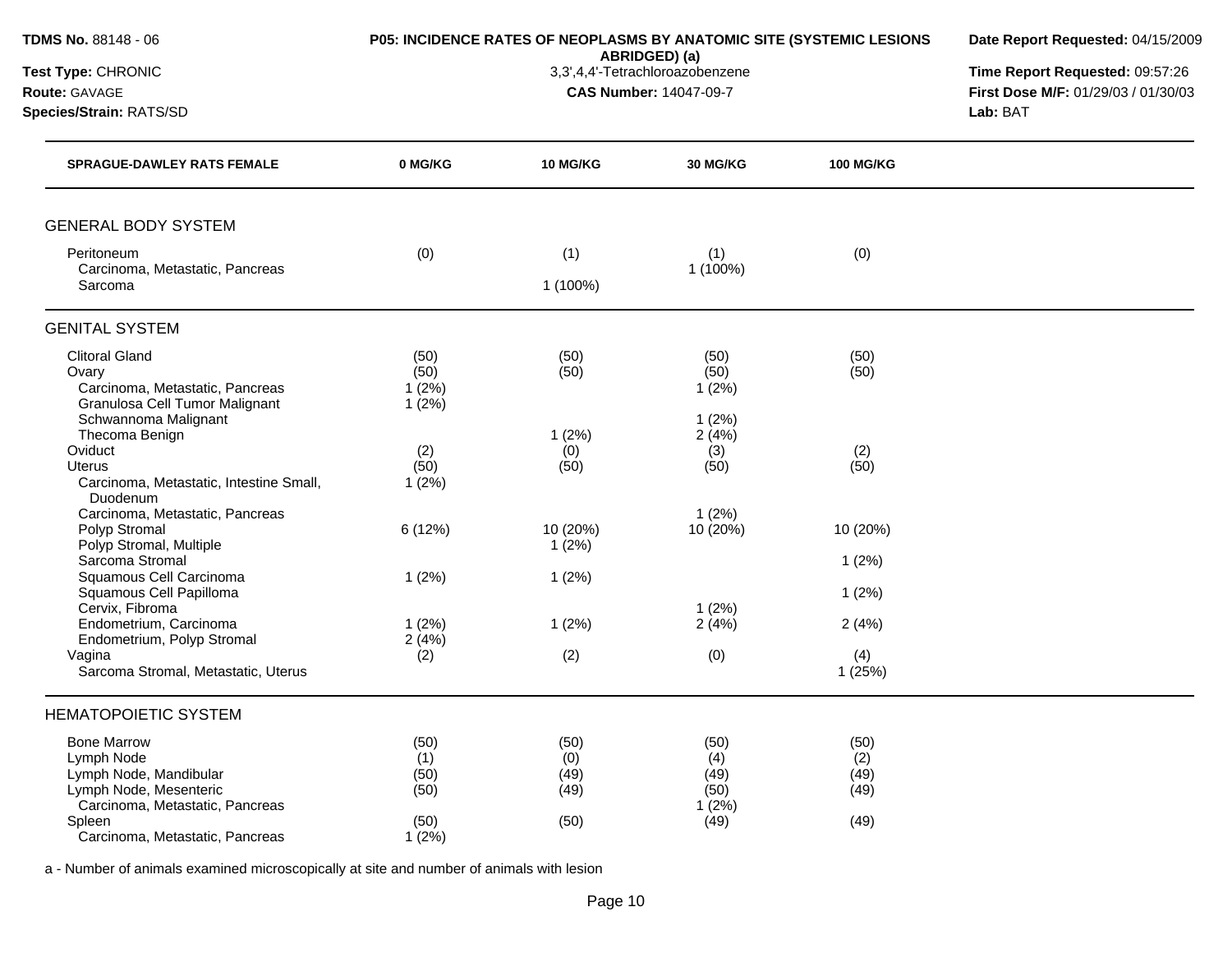**TDMS No.** 88148 - 06

**Test Type:** CHRONIC

**Route:** GAVAGE

**Species/Strain:** RATS/SD

**P05: INCIDENCE RATES OF NEOPLASMS BY ANATOMIC SITE (SYSTEMIC LESIONS ABRIDGED) (a)**

3,3',4,4'-Tetrachloroazobenzene

**CAS Number:** 14047-09-7

**Date Report Requested:** 04/15/2009

**Time Report Requested:** 09:57:26

**First Dose M/F:** 01/29/03 / 01/30/03

**Lab:** BAT

| SPRAGUE-DAWLEY RATS FEMALE | 0 MG/KG | 10 MG/KG | 30 MG/KG | 100 MG/KG |
|---|---|---|---|---|
| **GENERAL BODY SYSTEM** | | | | |
| Peritoneum | (0) | (1) | (1) | (0) |
| Carcinoma, Metastatic, Pancreas | | | 1 (100%) | |
| Sarcoma | | 1 (100%) | | |
| **GENITAL SYSTEM** | | | | |
| Clitoral Gland | (50) | (50) | (50) | (50) |
| Ovary | (50) | (50) | (50) | (50) |
| Carcinoma, Metastatic, Pancreas | 1 (2%) | | 1 (2%) | |
| Granulosa Cell Tumor Malignant | 1 (2%) | | | |
| Schwannoma Malignant | | | 1 (2%) | |
| Thecoma Benign | | 1 (2%) | 2 (4%) | |
| Oviduct | (2) | (0) | (3) | (2) |
| Uterus | (50) | (50) | (50) | (50) |
| Carcinoma, Metastatic, Intestine Small, Duodenum | 1 (2%) | | | |
| Carcinoma, Metastatic, Pancreas | | | 1 (2%) | |
| Polyp Stromal | 6 (12%) | 10 (20%) | 10 (20%) | 10 (20%) |
| Polyp Stromal, Multiple | | 1 (2%) | | |
| Sarcoma Stromal | | | | 1 (2%) |
| Squamous Cell Carcinoma | 1 (2%) | 1 (2%) | | |
| Squamous Cell Papilloma | | | | 1 (2%) |
| Cervix, Fibroma | | | 1 (2%) | |
| Endometrium, Carcinoma | 1 (2%) | 1 (2%) | 2 (4%) | 2 (4%) |
| Endometrium, Polyp Stromal | 2 (4%) | | | |
| Vagina | (2) | (2) | (0) | (4) |
| Sarcoma Stromal, Metastatic, Uterus | | | | 1 (25%) |
| **HEMATOPOIETIC SYSTEM** | | | | |
| Bone Marrow | (50) | (50) | (50) | (50) |
| Lymph Node | (1) | (0) | (4) | (2) |
| Lymph Node, Mandibular | (50) | (49) | (49) | (49) |
| Lymph Node, Mesenteric | (50) | (49) | (50) | (49) |
| Carcinoma, Metastatic, Pancreas | | | 1 (2%) | |
| Spleen | (50) | (50) | (49) | (49) |
| Carcinoma, Metastatic, Pancreas | 1 (2%) | | | |

a - Number of animals examined microscopically at site and number of animals with lesion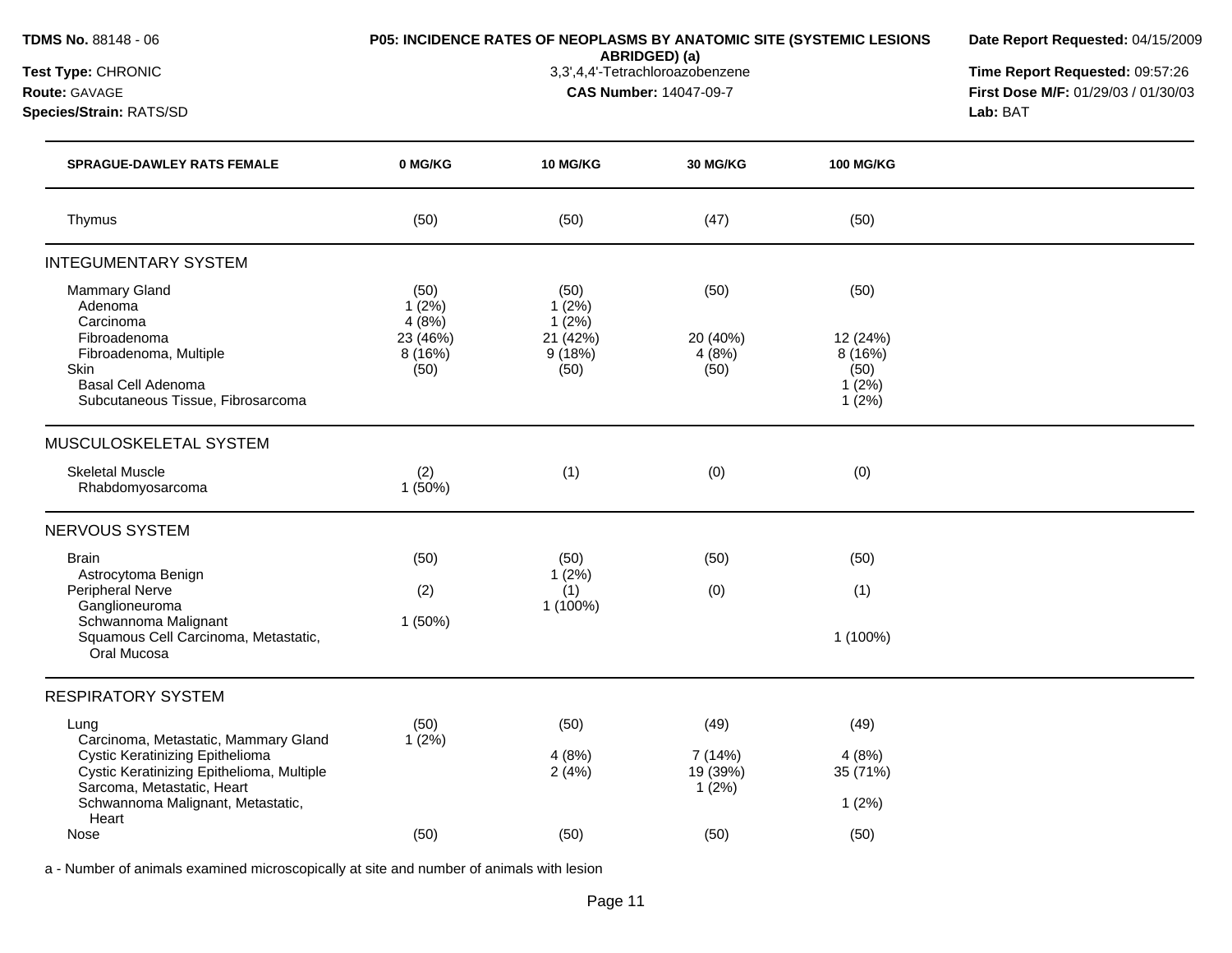**TDMS No.** 88148 - 06
**Test Type:** CHRONIC
**Route:** GAVAGE
**Species/Strain:** RATS/SD

**P05: INCIDENCE RATES OF NEOPLASMS BY ANATOMIC SITE (SYSTEMIC LESIONS ABRIDGED) (a)**
3,3',4,4'-Tetrachloroazobenzene
**CAS Number:** 14047-09-7

**Date Report Requested:** 04/15/2009
**Time Report Requested:** 09:57:26
**First Dose M/F:** 01/29/03 / 01/30/03
**Lab:** BAT

| SPRAGUE-DAWLEY RATS FEMALE | 0 MG/KG | 10 MG/KG | 30 MG/KG | 100 MG/KG |
|---|---|---|---|---|
| Thymus | (50) | (50) | (47) | (50) |
| **INTEGUMENTARY SYSTEM** | | | | |
| Mammary Gland | (50) | (50) | (50) | (50) |
| Adenoma | 1 (2%) | 1 (2%) | | |
| Carcinoma | 4 (8%) | 1 (2%) | | |
| Fibroadenoma | 23 (46%) | 21 (42%) | 20 (40%) | 12 (24%) |
| Fibroadenoma, Multiple | 8 (16%) | 9 (18%) | 4 (8%) | 8 (16%) |
| Skin | (50) | (50) | (50) | (50) |
| Basal Cell Adenoma | | | | 1 (2%) |
| Subcutaneous Tissue, Fibrosarcoma | | | | 1 (2%) |
| **MUSCULOSKELETAL SYSTEM** | | | | |
| Skeletal Muscle | (2) | (1) | (0) | (0) |
| Rhabdomyosarcoma | 1 (50%) | | | |
| **NERVOUS SYSTEM** | | | | |
| Brain | (50) | (50) | (50) | (50) |
| Astrocytoma Benign | | 1 (2%) | | |
| Peripheral Nerve | (2) | (1) | (0) | (1) |
| Ganglioneuroma | | 1 (100%) | | |
| Schwannoma Malignant | 1 (50%) | | | |
| Squamous Cell Carcinoma, Metastatic, Oral Mucosa | | | | 1 (100%) |
| **RESPIRATORY SYSTEM** | | | | |
| Lung | (50) | (50) | (49) | (49) |
| Carcinoma, Metastatic, Mammary Gland | 1 (2%) | | | |
| Cystic Keratinizing Epithelioma | | 4 (8%) | 7 (14%) | 4 (8%) |
| Cystic Keratinizing Epithelioma, Multiple | | 2 (4%) | 19 (39%) | 35 (71%) |
| Sarcoma, Metastatic, Heart | | | 1 (2%) | |
| Schwannoma Malignant, Metastatic, Heart | | | | 1 (2%) |
| Nose | (50) | (50) | (50) | (50) |

a - Number of animals examined microscopically at site and number of animals with lesion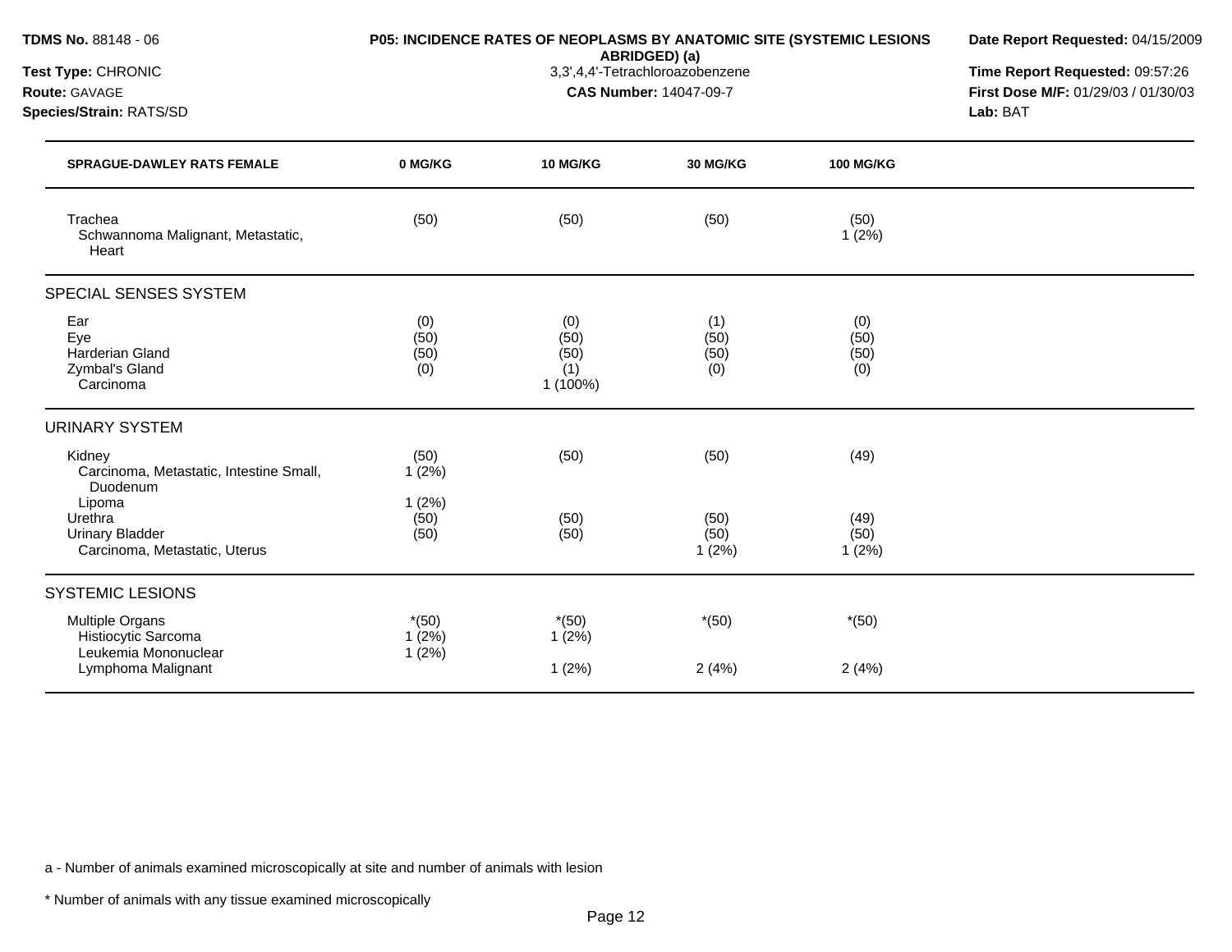**TDMS No.** 88148 - 06
**Test Type:** CHRONIC
**Route:** GAVAGE
**Species/Strain:** RATS/SD

**P05: INCIDENCE RATES OF NEOPLASMS BY ANATOMIC SITE (SYSTEMIC LESIONS ABRIDGED) (a)**
3,3',4,4'-Tetrachloroazobenzene
**CAS Number:** 14047-09-7

**Date Report Requested:** 04/15/2009
**Time Report Requested:** 09:57:26
**First Dose M/F:** 01/29/03 / 01/30/03
**Lab:** BAT

| SPRAGUE-DAWLEY RATS FEMALE | 0 MG/KG | 10 MG/KG | 30 MG/KG | 100 MG/KG |
|---|---|---|---|---|
| Trachea | (50) | (50) | (50) | (50) |
| Schwannoma Malignant, Metastatic, Heart | | | | 1 (2%) |
| **SPECIAL SENSES SYSTEM** | | | | |
| Ear | (0) | (0) | (1) | (0) |
| Eye | (50) | (50) | (50) | (50) |
| Harderian Gland | (50) | (50) | (50) | (50) |
| Zymbal's Gland | (0) | (1) | (0) | (0) |
| Carcinoma | | 1 (100%) | | |
| **URINARY SYSTEM** | | | | |
| Kidney | (50) | (50) | (50) | (49) |
| Carcinoma, Metastatic, Intestine Small, Duodenum | 1 (2%) | | | |
| Lipoma | 1 (2%) | | | |
| Urethra | (50) | (50) | (50) | (49) |
| Urinary Bladder | (50) | (50) | (50) | (50) |
| Carcinoma, Metastatic, Uterus | | | 1 (2%) | 1 (2%) |
| **SYSTEMIC LESIONS** | | | | |
| Multiple Organs | *(50) | *(50) | *(50) | *(50) |
| Histiocytic Sarcoma | 1 (2%) | 1 (2%) | | |
| Leukemia Mononuclear | 1 (2%) | | | |
| Lymphoma Malignant | | 1 (2%) | 2 (4%) | 2 (4%) |

a - Number of animals examined microscopically at site and number of animals with lesion

* Number of animals with any tissue examined microscopically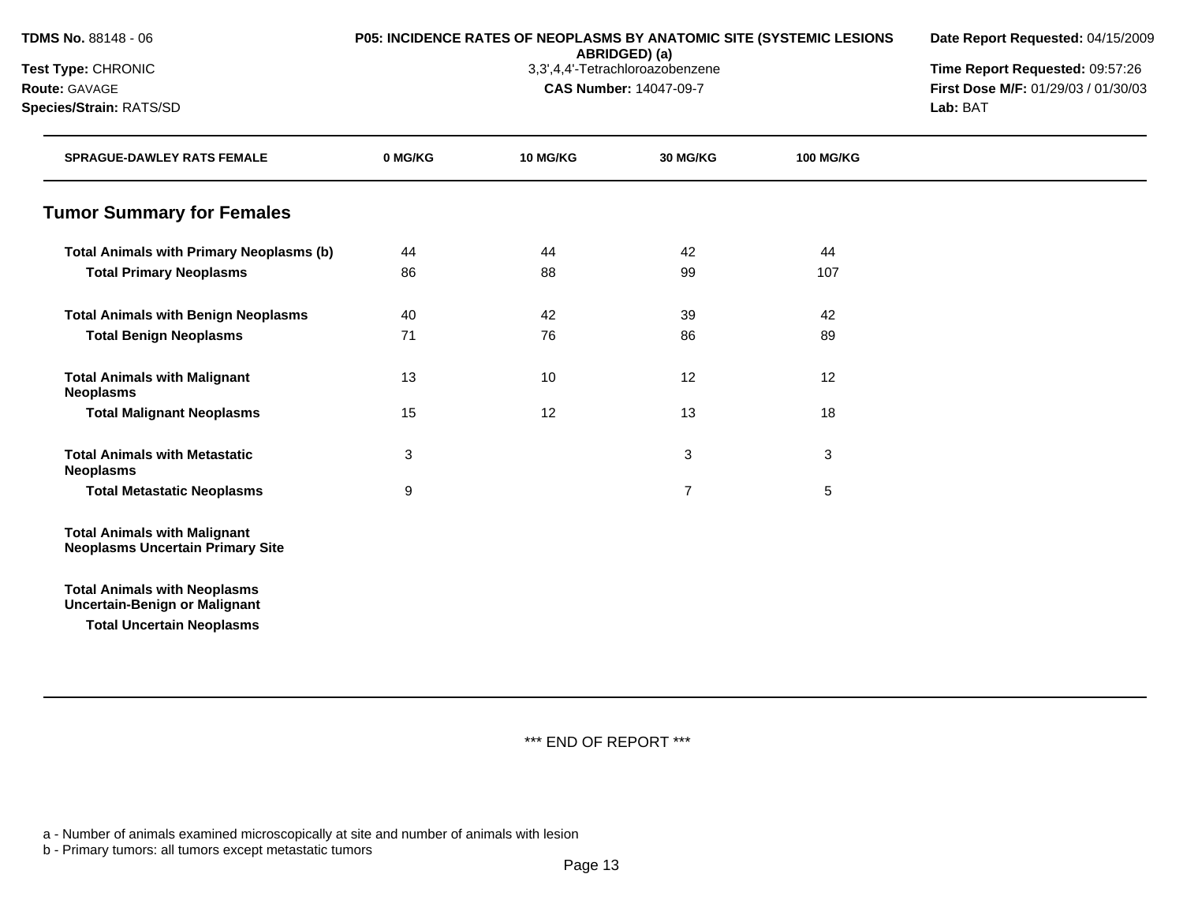**TDMS No.** 88148 - 06
**Test Type:** CHRONIC
**Route:** GAVAGE
**Species/Strain:** RATS/SD

**P05: INCIDENCE RATES OF NEOPLASMS BY ANATOMIC SITE (SYSTEMIC LESIONS ABRIDGED) (a)**
3,3',4,4'-Tetrachloroazobenzene
**CAS Number:** 14047-09-7

**Date Report Requested:** 04/15/2009
**Time Report Requested:** 09:57:26
**First Dose M/F:** 01/29/03 / 01/30/03
**Lab:** BAT

| SPRAGUE-DAWLEY RATS FEMALE | 0 MG/KG | 10 MG/KG | 30 MG/KG | 100 MG/KG |
|---|---|---|---|---|
| **Tumor Summary for Females** | | | | |
| **Total Animals with Primary Neoplasms (b)** | 44 | 44 | 42 | 44 |
| **Total Primary Neoplasms** | 86 | 88 | 99 | 107 |
| **Total Animals with Benign Neoplasms** | 40 | 42 | 39 | 42 |
| **Total Benign Neoplasms** | 71 | 76 | 86 | 89 |
| **Total Animals with Malignant Neoplasms** | 13 | 10 | 12 | 12 |
| **Total Malignant Neoplasms** | 15 | 12 | 13 | 18 |
| **Total Animals with Metastatic Neoplasms** | 3 | | 3 | 3 |
| **Total Metastatic Neoplasms** | 9 | | 7 | 5 |
| **Total Animals with Malignant Neoplasms Uncertain Primary Site** | | | | |
| **Total Animals with Neoplasms Uncertain-Benign or Malignant** | | | | |
| **Total Uncertain Neoplasms** | | | | |

*** END OF REPORT ***

a - Number of animals examined microscopically at site and number of animals with lesion
b - Primary tumors: all tumors except metastatic tumors